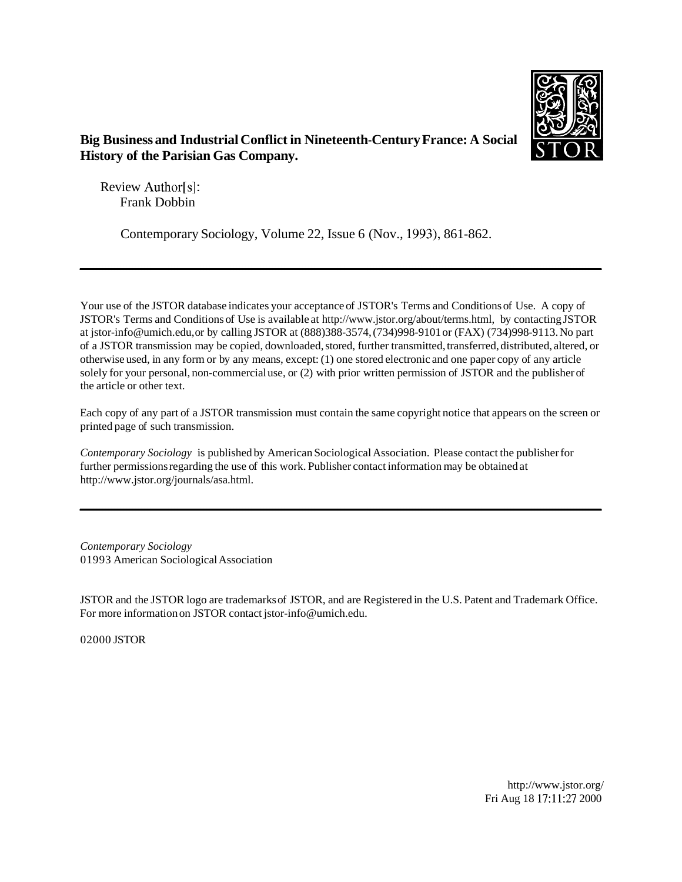**Big Business and Industrial Conflict in Nineteenth-Century France: A Social History of the Parisian Gas Company.**

Review Author[s]:
Frank Dobbin

Contemporary Sociology, Volume 22, Issue 6 (Nov., 1993), 861-862.

---

Your use of the JSTOR database indicates your acceptance of JSTOR's Terms and Conditions of Use. A copy of JSTOR's Terms and Conditions of Use is available at http://www.jstor.org/about/terms.html, by contacting JSTOR at jstor-info@umich.edu, or by calling JSTOR at (888)388-3574, (734)998-9101 or (FAX) (734)998-9113. No part of a JSTOR transmission may be copied, downloaded, stored, further transmitted, transferred, distributed, altered, or otherwise used, in any form or by any means, except: (1) one stored electronic and one paper copy of any article solely for your personal, non-commercial use, or (2) with prior written permission of JSTOR and the publisher of the article or other text.

Each copy of any part of a JSTOR transmission must contain the same copyright notice that appears on the screen or printed page of such transmission.

*Contemporary Sociology* is published by American Sociological Association. Please contact the publisher for further permissions regarding the use of this work. Publisher contact information may be obtained at http://www.jstor.org/journals/asa.html.

---

*Contemporary Sociology*
01993 American Sociological Association

JSTOR and the JSTOR logo are trademarks of JSTOR, and are Registered in the U.S. Patent and Trademark Office. For more information on JSTOR contact jstor-info@umich.edu.

02000 JSTOR

http://www.jstor.org/
Fri Aug 18 17:11:27 2000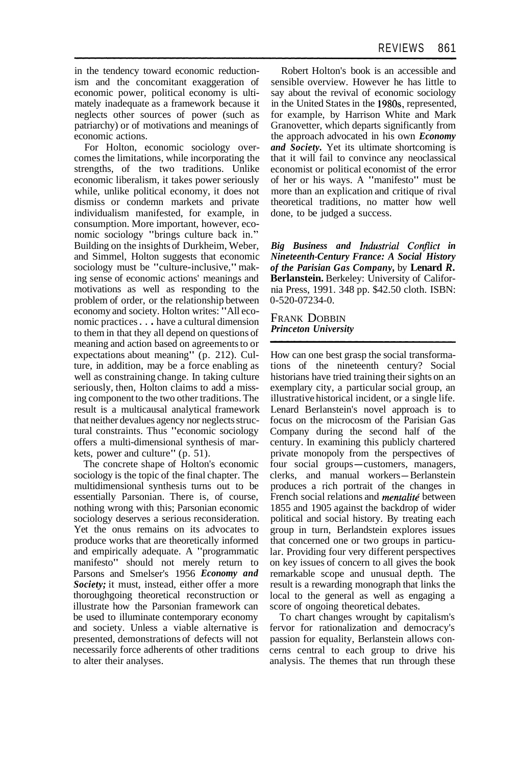in the tendency toward economic reductionism and the concomitant exaggeration of economic power, political economy is ultimately inadequate as a framework because it neglects other sources of power (such as patriarchy) or of motivations and meanings of economic actions.

For Holton, economic sociology overcomes the limitations, while incorporating the strengths, of the two traditions. Unlike economic liberalism, it takes power seriously while, unlike political economy, it does not dismiss or condemn markets and private individualism manifested, for example, in consumption. More important, however, economic sociology "brings culture back in." Building on the insights of Durkheim, Weber, and Simmel, Holton suggests that economic sociology must be "culture-inclusive," making sense of economic actions' meanings and motivations as well as responding to the problem of order, or the relationship between economy and society. Holton writes: "All economic practices . . . have a cultural dimension to them in that they all depend on questions of meaning and action based on agreements to or expectations about meaning" (p. 212). Culture, in addition, may be a force enabling as well as constraining change. In taking culture seriously, then, Holton claims to add a missing component to the two other traditions. The result is a multicausal analytical framework that neither devalues agency nor neglects structural constraints. Thus "economic sociology offers a multi-dimensional synthesis of markets, power and culture" (p. 51).

The concrete shape of Holton's economic sociology is the topic of the final chapter. The multidimensional synthesis turns out to be essentially Parsonian. There is, of course, nothing wrong with this; Parsonian economic sociology deserves a serious reconsideration. Yet the onus remains on its advocates to produce works that are theoretically informed and empirically adequate. A "programmatic manifesto" should not merely return to Parsons and Smelser's 1956 ***Economy and Society;*** it must, instead, either offer a more thoroughgoing theoretical reconstruction or illustrate how the Parsonian framework can be used to illuminate contemporary economy and society. Unless a viable alternative is presented, demonstrations of defects will not necessarily force adherents of other traditions to alter their analyses.

Robert Holton's book is an accessible and sensible overview. However he has little to say about the revival of economic sociology in the United States in the 1980s, represented, for example, by Harrison White and Mark Granovetter, which departs significantly from the approach advocated in his own ***Economy and Society.*** Yet its ultimate shortcoming is that it will fail to convince any neoclassical economist or political economist of the error of her or his ways. A "manifesto" must be more than an explication and critique of rival theoretical traditions, no matter how well done, to be judged a success.

***Big Business and Industrial Conflict in Nineteenth-Century France: A Social History of the Parisian Gas Company,*** by **Lenard R. Berlanstein.** Berkeley: University of California Press, 1991. 348 pp. $42.50 cloth. ISBN: 0-520-07234-0.

FRANK DOBBIN
***Princeton University***

How can one best grasp the social transformations of the nineteenth century? Social historians have tried training their sights on an exemplary city, a particular social group, an illustrative historical incident, or a single life. Lenard Berlanstein's novel approach is to focus on the microcosm of the Parisian Gas Company during the second half of the century. In examining this publicly chartered private monopoly from the perspectives of four social groups—customers, managers, clerks, and manual workers—Berlanstein produces a rich portrait of the changes in French social relations and ***mentalité*** between 1855 and 1905 against the backdrop of wider political and social history. By treating each group in turn, Berlandstein explores issues that concerned one or two groups in particular. Providing four very different perspectives on key issues of concern to all gives the book remarkable scope and unusual depth. The result is a rewarding monograph that links the local to the general as well as engaging a score of ongoing theoretical debates.

To chart changes wrought by capitalism's fervor for rationalization and democracy's passion for equality, Berlanstein allows concerns central to each group to drive his analysis. The themes that run through these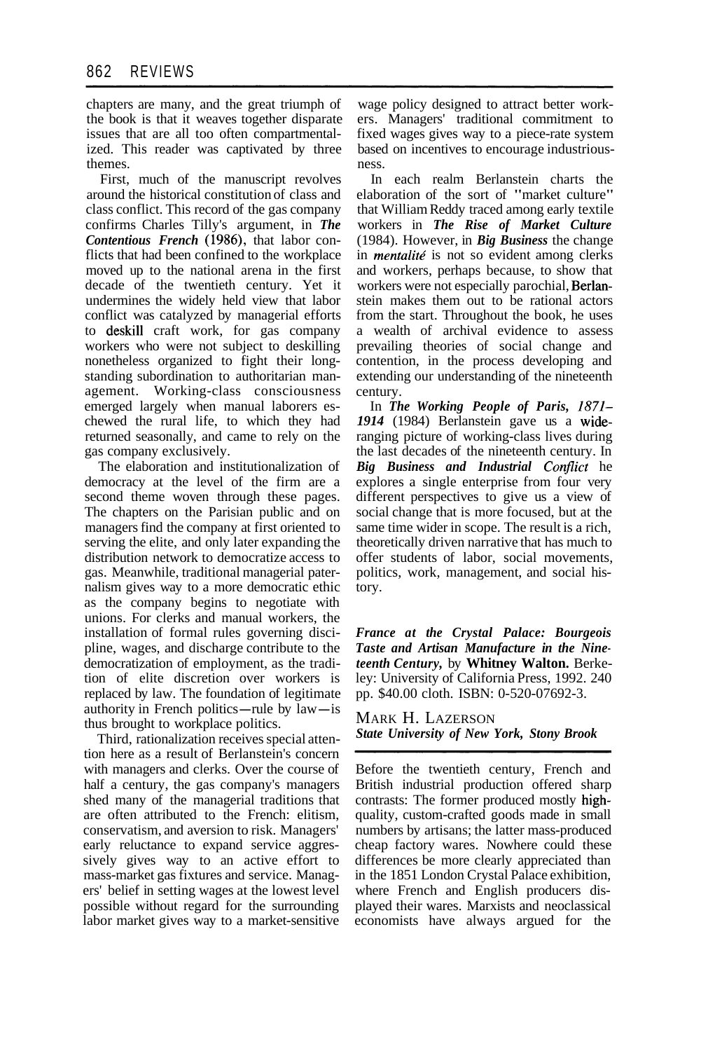chapters are many, and the great triumph of the book is that it weaves together disparate issues that are all too often compartmentalized. This reader was captivated by three themes.

First, much of the manuscript revolves around the historical constitution of class and class conflict. This record of the gas company confirms Charles Tilly's argument, in ***The Contentious French*** (1986), that labor conflicts that had been confined to the workplace moved up to the national arena in the first decade of the twentieth century. Yet it undermines the widely held view that labor conflict was catalyzed by managerial efforts to deskill craft work, for gas company workers who were not subject to deskilling nonetheless organized to fight their longstanding subordination to authoritarian management. Working-class consciousness emerged largely when manual laborers eschewed the rural life, to which they had returned seasonally, and came to rely on the gas company exclusively.

The elaboration and institutionalization of democracy at the level of the firm are a second theme woven through these pages. The chapters on the Parisian public and on managers find the company at first oriented to serving the elite, and only later expanding the distribution network to democratize access to gas. Meanwhile, traditional managerial paternalism gives way to a more democratic ethic as the company begins to negotiate with unions. For clerks and manual workers, the installation of formal rules governing discipline, wages, and discharge contribute to the democratization of employment, as the tradition of elite discretion over workers is replaced by law. The foundation of legitimate authority in French politics—rule by law—is thus brought to workplace politics.

Third, rationalization receives special attention here as a result of Berlanstein's concern with managers and clerks. Over the course of half a century, the gas company's managers shed many of the managerial traditions that are often attributed to the French: elitism, conservatism, and aversion to risk. Managers' early reluctance to expand service aggressively gives way to an active effort to mass-market gas fixtures and service. Managers' belief in setting wages at the lowest level possible without regard for the surrounding labor market gives way to a market-sensitive wage policy designed to attract better workers. Managers' traditional commitment to fixed wages gives way to a piece-rate system based on incentives to encourage industriousness.

In each realm Berlanstein charts the elaboration of the sort of "market culture" that William Reddy traced among early textile workers in ***The Rise of Market Culture*** (1984). However, in ***Big Business*** the change in *mentalité* is not so evident among clerks and workers, perhaps because, to show that workers were not especially parochial, Berlanstein makes them out to be rational actors from the start. Throughout the book, he uses a wealth of archival evidence to assess prevailing theories of social change and contention, in the process developing and extending our understanding of the nineteenth century.

In ***The Working People of Paris, 1871–1914*** (1984) Berlanstein gave us a wide-ranging picture of working-class lives during the last decades of the nineteenth century. In ***Big Business and Industrial Conflict*** he explores a single enterprise from four very different perspectives to give us a view of social change that is more focused, but at the same time wider in scope. The result is a rich, theoretically driven narrative that has much to offer students of labor, social movements, politics, work, management, and social history.

***France at the Crystal Palace: Bourgeois Taste and Artisan Manufacture in the Nineteenth Century,*** by **Whitney Walton.** Berkeley: University of California Press, 1992. 240 pp. $40.00 cloth. ISBN: 0-520-07692-3.

MARK H. LAZERSON
***State University of New York, Stony Brook***

Before the twentieth century, French and British industrial production offered sharp contrasts: The former produced mostly high-quality, custom-crafted goods made in small numbers by artisans; the latter mass-produced cheap factory wares. Nowhere could these differences be more clearly appreciated than in the 1851 London Crystal Palace exhibition, where French and English producers displayed their wares. Marxists and neoclassical economists have always argued for the